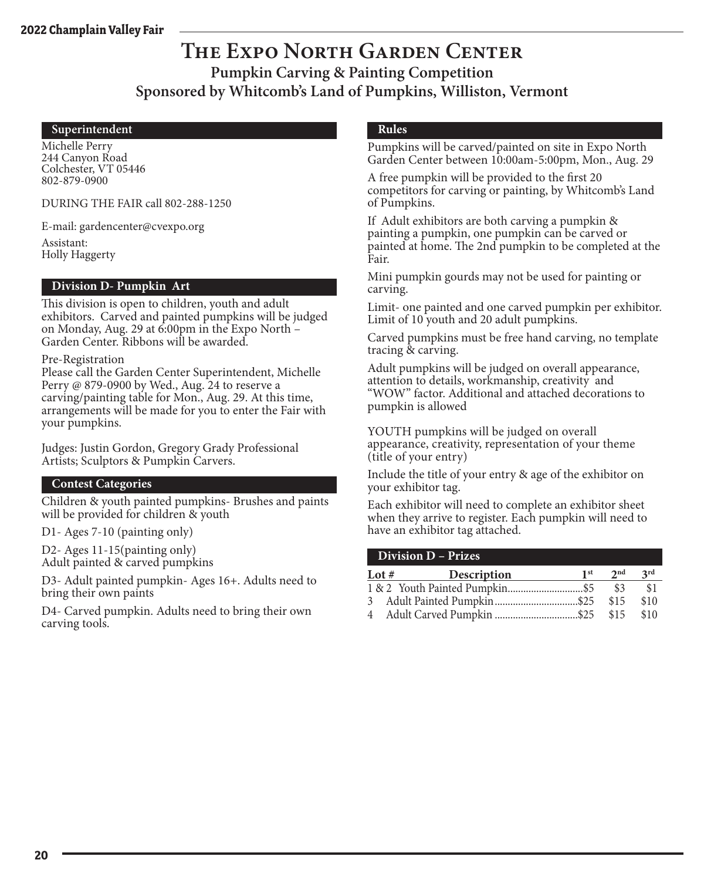# The Expo North Garden Center

## Pumpkin Carving & Painting Competition

## Sponsored by Whitcomb's Land of Pumpkins, Williston, Vermont

### Superintendent

Michelle Perry
244 Canyon Road
Colchester, VT 05446
802-879-0900

DURING THE FAIR call 802-288-1250

E-mail: gardencenter@cvexpo.org

Assistant:
Holly Haggerty

### Division D- Pumpkin Art

This division is open to children, youth and adult exhibitors. Carved and painted pumpkins will be judged on Monday, Aug. 29 at 6:00pm in the Expo North – Garden Center. Ribbons will be awarded.

Pre-Registration
Please call the Garden Center Superintendent, Michelle Perry @ 879-0900 by Wed., Aug. 24 to reserve a carving/painting table for Mon., Aug. 29. At this time, arrangements will be made for you to enter the Fair with your pumpkins.

Judges: Justin Gordon, Gregory Grady Professional Artists; Sculptors & Pumpkin Carvers.

### Contest Categories

Children & youth painted pumpkins- Brushes and paints will be provided for children & youth

D1- Ages 7-10 (painting only)

D2- Ages 11-15(painting only)
Adult painted & carved pumpkins

D3- Adult painted pumpkin- Ages 16+. Adults need to bring their own paints

D4- Carved pumpkin. Adults need to bring their own carving tools.

### Rules

Pumpkins will be carved/painted on site in Expo North Garden Center between 10:00am-5:00pm, Mon., Aug. 29

A free pumpkin will be provided to the first 20 competitors for carving or painting, by Whitcomb's Land of Pumpkins.

If Adult exhibitors are both carving a pumpkin & painting a pumpkin, one pumpkin can be carved or painted at home. The 2nd pumpkin to be completed at the Fair.

Mini pumpkin gourds may not be used for painting or carving.

Limit- one painted and one carved pumpkin per exhibitor. Limit of 10 youth and 20 adult pumpkins.

Carved pumpkins must be free hand carving, no template tracing & carving.

Adult pumpkins will be judged on overall appearance, attention to details, workmanship, creativity and "WOW" factor. Additional and attached decorations to pumpkin is allowed

YOUTH pumpkins will be judged on overall appearance, creativity, representation of your theme (title of your entry)

Include the title of your entry & age of the exhibitor on your exhibitor tag.

Each exhibitor will need to complete an exhibitor sheet when they arrive to register. Each pumpkin will need to have an exhibitor tag attached.

### Division D – Prizes

| Lot # | Description | 1st | 2nd | 3rd |
|---|---|---|---|---|
| 1 & 2 | Youth Painted Pumpkin | $5 | $3 | $1 |
| 3 | Adult Painted Pumpkin | $25 | $15 | $10 |
| 4 | Adult Carved Pumpkin | $25 | $15 | $10 |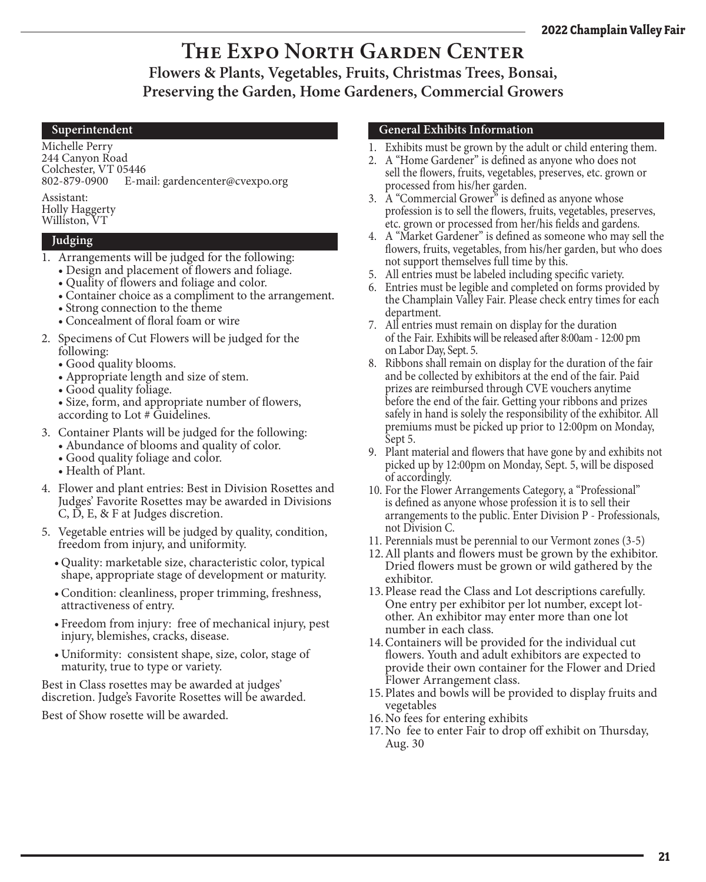# The Expo North Garden Center

## Flowers & Plants, Vegetables, Fruits, Christmas Trees, Bonsai, Preserving the Garden, Home Gardeners, Commercial Growers

### Superintendent

Michelle Perry
244 Canyon Road
Colchester, VT 05446
802-879-0900 E-mail: gardencenter@cvexpo.org

Assistant:
Holly Haggerty
Williston, VT

### Judging

1. Arrangements will be judged for the following:
   - Design and placement of flowers and foliage.
   - Quality of flowers and foliage and color.
   - Container choice as a compliment to the arrangement.
   - Strong connection to the theme
   - Concealment of floral foam or wire
2. Specimens of Cut Flowers will be judged for the following:
   - Good quality blooms.
   - Appropriate length and size of stem.
   - Good quality foliage.
   - Size, form, and appropriate number of flowers, according to Lot # Guidelines.
3. Container Plants will be judged for the following:
   - Abundance of blooms and quality of color.
   - Good quality foliage and color.
   - Health of Plant.
4. Flower and plant entries: Best in Division Rosettes and Judges' Favorite Rosettes may be awarded in Divisions C, D, E, & F at Judges discretion.
5. Vegetable entries will be judged by quality, condition, freedom from injury, and uniformity.
   - Quality: marketable size, characteristic color, typical shape, appropriate stage of development or maturity.
   - Condition: cleanliness, proper trimming, freshness, attractiveness of entry.
   - Freedom from injury: free of mechanical injury, pest injury, blemishes, cracks, disease.
   - Uniformity: consistent shape, size, color, stage of maturity, true to type or variety.

Best in Class rosettes may be awarded at judges' discretion. Judge's Favorite Rosettes will be awarded.

Best of Show rosette will be awarded.

### General Exhibits Information

1. Exhibits must be grown by the adult or child entering them.
2. A "Home Gardener" is defined as anyone who does not sell the flowers, fruits, vegetables, preserves, etc. grown or processed from his/her garden.
3. A "Commercial Grower" is defined as anyone whose profession is to sell the flowers, fruits, vegetables, preserves, etc. grown or processed from her/his fields and gardens.
4. A "Market Gardener" is defined as someone who may sell the flowers, fruits, vegetables, from his/her garden, but who does not support themselves full time by this.
5. All entries must be labeled including specific variety.
6. Entries must be legible and completed on forms provided by the Champlain Valley Fair. Please check entry times for each department.
7. All entries must remain on display for the duration of the Fair. Exhibits will be released after 8:00am - 12:00 pm on Labor Day, Sept. 5.
8. Ribbons shall remain on display for the duration of the fair and be collected by exhibitors at the end of the fair. Paid prizes are reimbursed through CVE vouchers anytime before the end of the fair. Getting your ribbons and prizes safely in hand is solely the responsibility of the exhibitor. All premiums must be picked up prior to 12:00pm on Monday, Sept 5.
9. Plant material and flowers that have gone by and exhibits not picked up by 12:00pm on Monday, Sept. 5, will be disposed of accordingly.
10. For the Flower Arrangements Category, a "Professional" is defined as anyone whose profession it is to sell their arrangements to the public. Enter Division P - Professionals, not Division C.
11. Perennials must be perennial to our Vermont zones (3-5)
12. All plants and flowers must be grown by the exhibitor. Dried flowers must be grown or wild gathered by the exhibitor.
13. Please read the Class and Lot descriptions carefully. One entry per exhibitor per lot number, except lot-other. An exhibitor may enter more than one lot number in each class.
14. Containers will be provided for the individual cut flowers. Youth and adult exhibitors are expected to provide their own container for the Flower and Dried Flower Arrangement class.
15. Plates and bowls will be provided to display fruits and vegetables
16. No fees for entering exhibits
17. No fee to enter Fair to drop off exhibit on Thursday, Aug. 30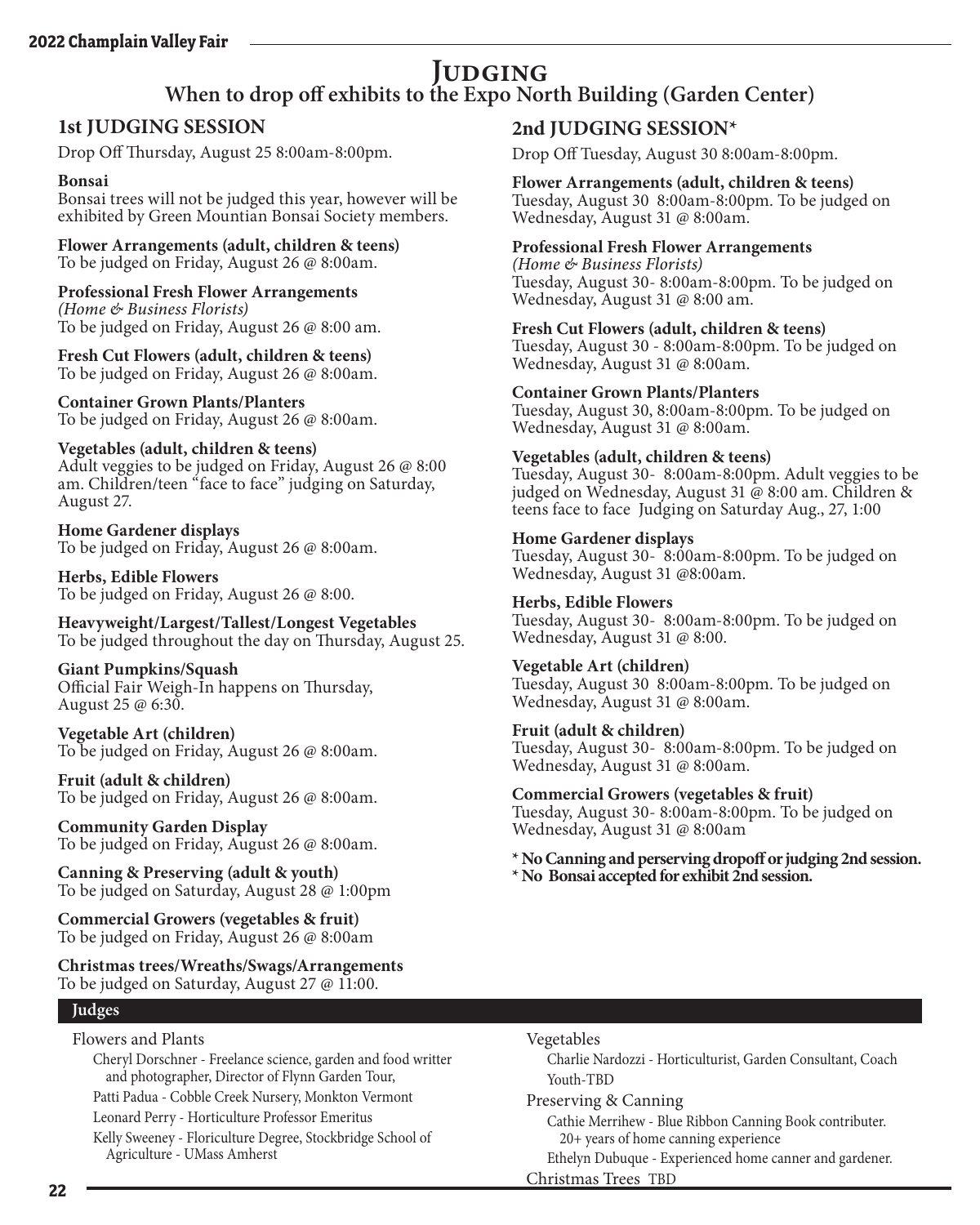# Judging

## When to drop off exhibits to the Expo North Building (Garden Center)

### 1st JUDGING SESSION

Drop Off Thursday, August 25 8:00am-8:00pm.

**Bonsai**
Bonsai trees will not be judged this year, however will be exhibited by Green Mountian Bonsai Society members.

**Flower Arrangements (adult, children & teens)**
To be judged on Friday, August 26 @ 8:00am.

**Professional Fresh Flower Arrangements**
*(Home & Business Florists)*
To be judged on Friday, August 26 @ 8:00 am.

**Fresh Cut Flowers (adult, children & teens)**
To be judged on Friday, August 26 @ 8:00am.

**Container Grown Plants/Planters**
To be judged on Friday, August 26 @ 8:00am.

**Vegetables (adult, children & teens)**
Adult veggies to be judged on Friday, August 26 @ 8:00 am. Children/teen "face to face" judging on Saturday, August 27.

**Home Gardener displays**
To be judged on Friday, August 26 @ 8:00am.

**Herbs, Edible Flowers**
To be judged on Friday, August 26 @ 8:00.

**Heavyweight/Largest/Tallest/Longest Vegetables**
To be judged throughout the day on Thursday, August 25.

**Giant Pumpkins/Squash**
Official Fair Weigh-In happens on Thursday, August 25 @ 6:30.

**Vegetable Art (children)**
To be judged on Friday, August 26 @ 8:00am.

**Fruit (adult & children)**
To be judged on Friday, August 26 @ 8:00am.

**Community Garden Display**
To be judged on Friday, August 26 @ 8:00am.

**Canning & Preserving (adult & youth)**
To be judged on Saturday, August 28 @ 1:00pm

**Commercial Growers (vegetables & fruit)**
To be judged on Friday, August 26 @ 8:00am

**Christmas trees/Wreaths/Swags/Arrangements**
To be judged on Saturday, August 27 @ 11:00.

### 2nd JUDGING SESSION*

Drop Off Tuesday, August 30 8:00am-8:00pm.

**Flower Arrangements (adult, children & teens)**
Tuesday, August 30 8:00am-8:00pm. To be judged on Wednesday, August 31 @ 8:00am.

**Professional Fresh Flower Arrangements**
*(Home & Business Florists)*
Tuesday, August 30- 8:00am-8:00pm. To be judged on Wednesday, August 31 @ 8:00 am.

**Fresh Cut Flowers (adult, children & teens)**
Tuesday, August 30 - 8:00am-8:00pm. To be judged on Wednesday, August 31 @ 8:00am.

**Container Grown Plants/Planters**
Tuesday, August 30, 8:00am-8:00pm. To be judged on Wednesday, August 31 @ 8:00am.

**Vegetables (adult, children & teens)**
Tuesday, August 30- 8:00am-8:00pm. Adult veggies to be judged on Wednesday, August 31 @ 8:00 am. Children & teens face to face Judging on Saturday Aug., 27, 1:00

**Home Gardener displays**
Tuesday, August 30- 8:00am-8:00pm. To be judged on Wednesday, August 31 @8:00am.

**Herbs, Edible Flowers**
Tuesday, August 30- 8:00am-8:00pm. To be judged on Wednesday, August 31 @ 8:00.

**Vegetable Art (children)**
Tuesday, August 30 8:00am-8:00pm. To be judged on Wednesday, August 31 @ 8:00am.

**Fruit (adult & children)**
Tuesday, August 30- 8:00am-8:00pm. To be judged on Wednesday, August 31 @ 8:00am.

**Commercial Growers (vegetables & fruit)**
Tuesday, August 30- 8:00am-8:00pm. To be judged on Wednesday, August 31 @ 8:00am

**\* No Canning and perserving dropoff or judging 2nd session.**
**\* No Bonsai accepted for exhibit 2nd session.**

## Judges

Flowers and Plants

- Cheryl Dorschner - Freelance science, garden and food writter and photographer, Director of Flynn Garden Tour,
- Patti Padua - Cobble Creek Nursery, Monkton Vermont
- Leonard Perry - Horticulture Professor Emeritus
- Kelly Sweeney - Floriculture Degree, Stockbridge School of Agriculture - UMass Amherst

Vegetables

- Charlie Nardozzi - Horticulturist, Garden Consultant, Coach
- Youth-TBD

Preserving & Canning

- Cathie Merrihew - Blue Ribbon Canning Book contributer. 20+ years of home canning experience
- Ethelyn Dubuque - Experienced home canner and gardener.

Christmas Trees TBD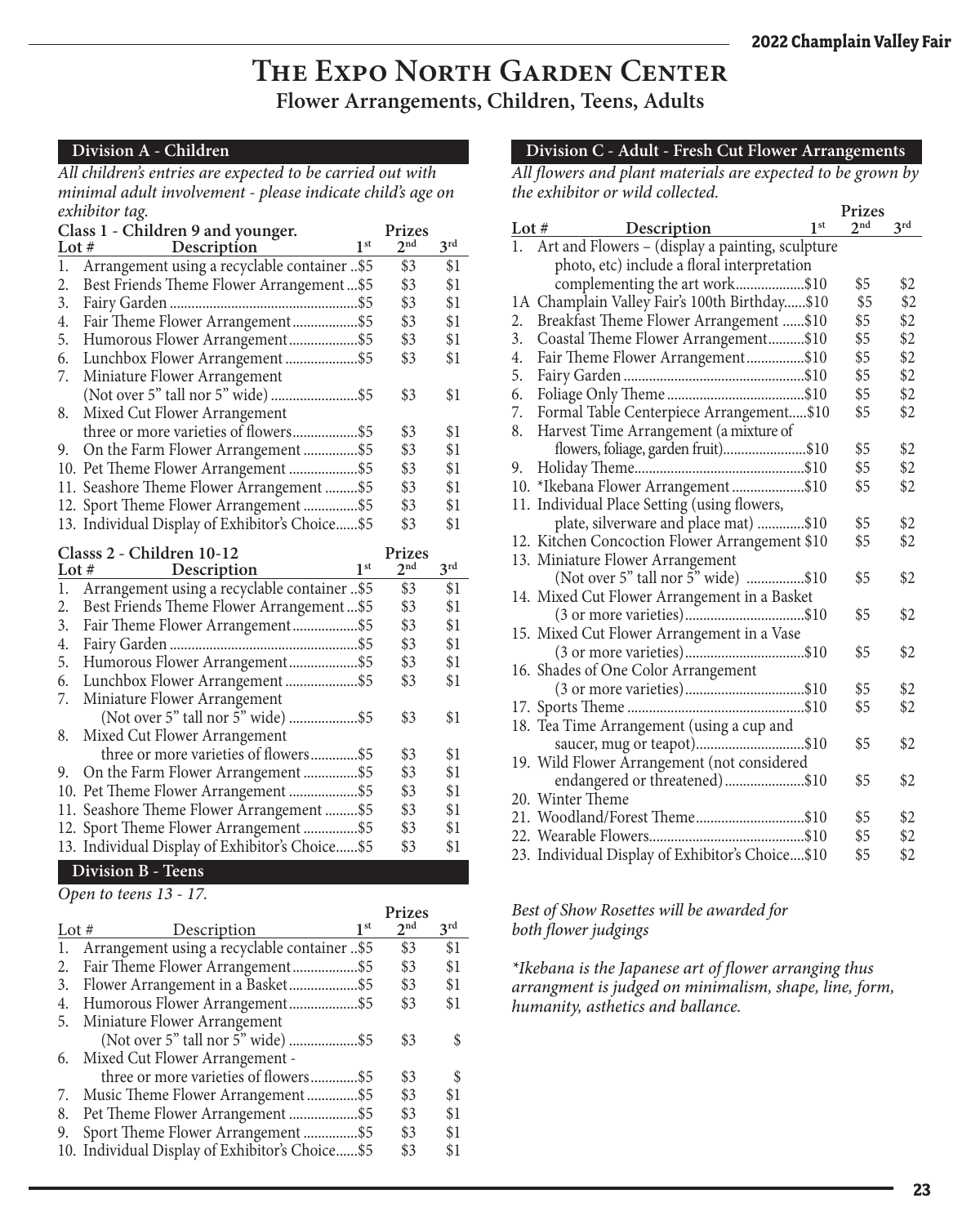# The Expo North Garden Center

## Flower Arrangements, Children, Teens, Adults

### Division A - Children

*All children's entries are expected to be carried out with minimal adult involvement - please indicate child's age on exhibitor tag.*

**Class 1 - Children 9 and younger.**

| Lot # | Description | 1st | 2nd | 3rd |
|---|---|---|---|---|
| 1. | Arrangement using a recyclable container | $5 | $3 | $1 |
| 2. | Best Friends Theme Flower Arrangement | $5 | $3 | $1 |
| 3. | Fairy Garden | $5 | $3 | $1 |
| 4. | Fair Theme Flower Arrangement | $5 | $3 | $1 |
| 5. | Humorous Flower Arrangement | $5 | $3 | $1 |
| 6. | Lunchbox Flower Arrangement | $5 | $3 | $1 |
| 7. | Miniature Flower Arrangement (Not over 5" tall nor 5" wide) | $5 | $3 | $1 |
| 8. | Mixed Cut Flower Arrangement three or more varieties of flowers | $5 | $3 | $1 |
| 9. | On the Farm Flower Arrangement | $5 | $3 | $1 |
| 10. | Pet Theme Flower Arrangement | $5 | $3 | $1 |
| 11. | Seashore Theme Flower Arrangement | $5 | $3 | $1 |
| 12. | Sport Theme Flower Arrangement | $5 | $3 | $1 |
| 13. | Individual Display of Exhibitor's Choice | $5 | $3 | $1 |

**Classs 2 - Children 10-12**

| Lot # | Description | 1st | 2nd | 3rd |
|---|---|---|---|---|
| 1. | Arrangement using a recyclable container | $5 | $3 | $1 |
| 2. | Best Friends Theme Flower Arrangement | $5 | $3 | $1 |
| 3. | Fair Theme Flower Arrangement | $5 | $3 | $1 |
| 4. | Fairy Garden | $5 | $3 | $1 |
| 5. | Humorous Flower Arrangement | $5 | $3 | $1 |
| 6. | Lunchbox Flower Arrangement | $5 | $3 | $1 |
| 7. | Miniature Flower Arrangement (Not over 5" tall nor 5" wide) | $5 | $3 | $1 |
| 8. | Mixed Cut Flower Arrangement three or more varieties of flowers | $5 | $3 | $1 |
| 9. | On the Farm Flower Arrangement | $5 | $3 | $1 |
| 10. | Pet Theme Flower Arrangement | $5 | $3 | $1 |
| 11. | Seashore Theme Flower Arrangement | $5 | $3 | $1 |
| 12. | Sport Theme Flower Arrangement | $5 | $3 | $1 |
| 13. | Individual Display of Exhibitor's Choice | $5 | $3 | $1 |

### Division B - Teens

*Open to teens 13 - 17.*

| Lot # | Description | 1st | 2nd | 3rd |
|---|---|---|---|---|
| 1. | Arrangement using a recyclable container | $5 | $3 | $1 |
| 2. | Fair Theme Flower Arrangement | $5 | $3 | $1 |
| 3. | Flower Arrangement in a Basket | $5 | $3 | $1 |
| 4. | Humorous Flower Arrangement | $5 | $3 | $1 |
| 5. | Miniature Flower Arrangement (Not over 5" tall nor 5" wide) | $5 | $3 | $ |
| 6. | Mixed Cut Flower Arrangement - three or more varieties of flowers | $5 | $3 | $ |
| 7. | Music Theme Flower Arrangement | $5 | $3 | $1 |
| 8. | Pet Theme Flower Arrangement | $5 | $3 | $1 |
| 9. | Sport Theme Flower Arrangement | $5 | $3 | $1 |
| 10. | Individual Display of Exhibitor's Choice | $5 | $3 | $1 |

### Division C - Adult - Fresh Cut Flower Arrangements

*All flowers and plant materials are expected to be grown by the exhibitor or wild collected.*

| Lot # | Description | 1st | 2nd | 3rd |
|---|---|---|---|---|
| 1. | Art and Flowers – (display a painting, sculpture photo, etc) include a floral interpretation complementing the art work | $10 | $5 | $2 |
| 1A | Champlain Valley Fair's 100th Birthday | $10 | $5 | $2 |
| 2. | Breakfast Theme Flower Arrangement | $10 | $5 | $2 |
| 3. | Coastal Theme Flower Arrangement | $10 | $5 | $2 |
| 4. | Fair Theme Flower Arrangement | $10 | $5 | $2 |
| 5. | Fairy Garden | $10 | $5 | $2 |
| 6. | Foliage Only Theme | $10 | $5 | $2 |
| 7. | Formal Table Centerpiece Arrangement | $10 | $5 | $2 |
| 8. | Harvest Time Arrangement (a mixture of flowers, foliage, garden fruit) | $10 | $5 | $2 |
| 9. | Holiday Theme | $10 | $5 | $2 |
| 10. | *Ikebana Flower Arrangement | $10 | $5 | $2 |
| 11. | Individual Place Setting (using flowers, plate, silverware and place mat) | $10 | $5 | $2 |
| 12. | Kitchen Concoction Flower Arrangement | $10 | $5 | $2 |
| 13. | Miniature Flower Arrangement (Not over 5" tall nor 5" wide) | $10 | $5 | $2 |
| 14. | Mixed Cut Flower Arrangement in a Basket (3 or more varieties) | $10 | $5 | $2 |
| 15. | Mixed Cut Flower Arrangement in a Vase (3 or more varieties) | $10 | $5 | $2 |
| 16. | Shades of One Color Arrangement (3 or more varieties) | $10 | $5 | $2 |
| 17. | Sports Theme | $10 | $5 | $2 |
| 18. | Tea Time Arrangement (using a cup and saucer, mug or teapot) | $10 | $5 | $2 |
| 19. | Wild Flower Arrangement (not considered endangered or threatened) | $10 | $5 | $2 |
| 20. | Winter Theme | | | |
| 21. | Woodland/Forest Theme | $10 | $5 | $2 |
| 22. | Wearable Flowers | $10 | $5 | $2 |
| 23. | Individual Display of Exhibitor's Choice | $10 | $5 | $2 |

*Best of Show Rosettes will be awarded for both flower judgings*

*\*Ikebana is the Japanese art of flower arranging thus arrangment is judged on minimalism, shape, line, form, humanity, asthetics and ballance.*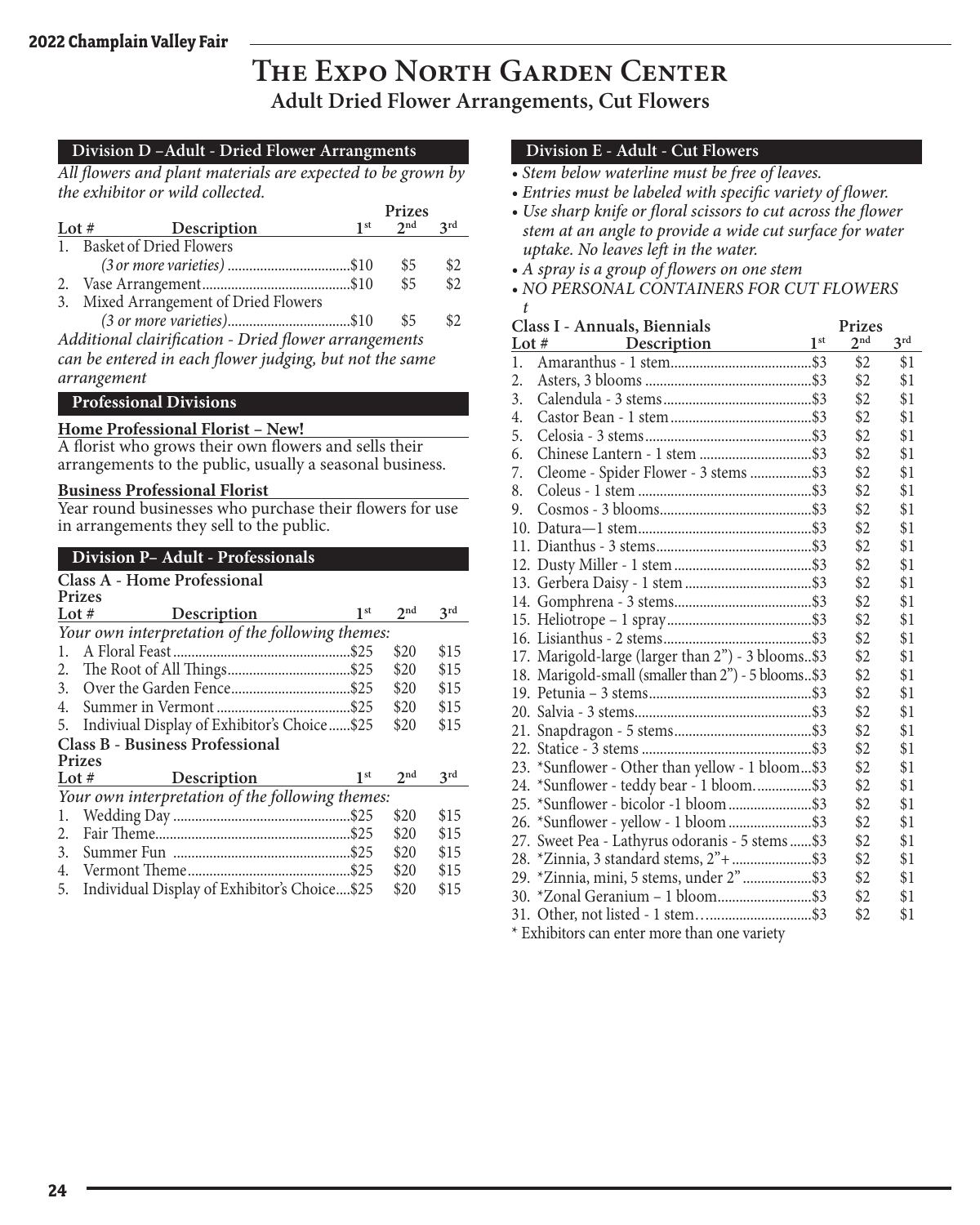# The Expo North Garden Center

## Adult Dried Flower Arrangements, Cut Flowers

### Division D –Adult - Dried Flower Arrangments

*All flowers and plant materials are expected to be grown by the exhibitor or wild collected.*

| Lot # | Description | 1st | 2nd | 3rd |
|---|---|---|---|---|
| 1. | Basket of Dried Flowers *(3 or more varieties)* | $10 | $5 | $2 |
| 2. | Vase Arrangement | $10 | $5 | $2 |
| 3. | Mixed Arrangement of Dried Flowers *(3 or more varieties)* | $10 | $5 | $2 |

*Additional clairification - Dried flower arrangements can be entered in each flower judging, but not the same arrangement*

### Professional Divisions

**Home Professional Florist – New!**

A florist who grows their own flowers and sells their arrangements to the public, usually a seasonal business.

**Business Professional Florist**

Year round businesses who purchase their flowers for use in arrangements they sell to the public.

### Division P– Adult - Professionals

**Class A - Home Professional**

*Your own interpretation of the following themes:*

| Lot # | Description | 1st | 2nd | 3rd |
|---|---|---|---|---|
| 1. | A Floral Feast | $25 | $20 | $15 |
| 2. | The Root of All Things | $25 | $20 | $15 |
| 3. | Over the Garden Fence | $25 | $20 | $15 |
| 4. | Summer in Vermont | $25 | $20 | $15 |
| 5. | Indiviual Display of Exhibitor's Choice | $25 | $20 | $15 |

**Class B - Business Professional**

*Your own interpretation of the following themes:*

| Lot # | Description | 1st | 2nd | 3rd |
|---|---|---|---|---|
| 1. | Wedding Day | $25 | $20 | $15 |
| 2. | Fair Theme | $25 | $20 | $15 |
| 3. | Summer Fun | $25 | $20 | $15 |
| 4. | Vermont Theme | $25 | $20 | $15 |
| 5. | Individual Display of Exhibitor's Choice | $25 | $20 | $15 |

### Division E - Adult - Cut Flowers

- *Stem below waterline must be free of leaves.*
- *Entries must be labeled with specific variety of flower.*
- *Use sharp knife or floral scissors to cut across the flower stem at an angle to provide a wide cut surface for water uptake. No leaves left in the water.*
- *A spray is a group of flowers on one stem*
- *NO PERSONAL CONTAINERS FOR CUT FLOWERS t*

**Class I - Annuals, Biennials**

| Lot # | Description | 1st | 2nd | 3rd |
|---|---|---|---|---|
| 1. | Amaranthus - 1 stem | $3 | $2 | $1 |
| 2. | Asters, 3 blooms | $3 | $2 | $1 |
| 3. | Calendula - 3 stems | $3 | $2 | $1 |
| 4. | Castor Bean - 1 stem | $3 | $2 | $1 |
| 5. | Celosia - 3 stems | $3 | $2 | $1 |
| 6. | Chinese Lantern - 1 stem | $3 | $2 | $1 |
| 7. | Cleome - Spider Flower - 3 stems | $3 | $2 | $1 |
| 8. | Coleus - 1 stem | $3 | $2 | $1 |
| 9. | Cosmos - 3 blooms | $3 | $2 | $1 |
| 10. | Datura—1 stem | $3 | $2 | $1 |
| 11. | Dianthus - 3 stems | $3 | $2 | $1 |
| 12. | Dusty Miller - 1 stem | $3 | $2 | $1 |
| 13. | Gerbera Daisy - 1 stem | $3 | $2 | $1 |
| 14. | Gomphrena - 3 stems | $3 | $2 | $1 |
| 15. | Heliotrope – 1 spray | $3 | $2 | $1 |
| 16. | Lisianthus - 2 stems | $3 | $2 | $1 |
| 17. | Marigold-large (larger than 2") - 3 blooms | $3 | $2 | $1 |
| 18. | Marigold-small (smaller than 2") - 5 blooms | $3 | $2 | $1 |
| 19. | Petunia – 3 stems | $3 | $2 | $1 |
| 20. | Salvia - 3 stems | $3 | $2 | $1 |
| 21. | Snapdragon - 5 stems | $3 | $2 | $1 |
| 22. | Statice - 3 stems | $3 | $2 | $1 |
| 23. | *Sunflower - Other than yellow - 1 bloom | $3 | $2 | $1 |
| 24. | *Sunflower - teddy bear - 1 bloom. | $3 | $2 | $1 |
| 25. | *Sunflower - bicolor -1 bloom | $3 | $2 | $1 |
| 26. | *Sunflower - yellow - 1 bloom | $3 | $2 | $1 |
| 27. | Sweet Pea - Lathyrus odoranis - 5 stems | $3 | $2 | $1 |
| 28. | *Zinnia, 3 standard stems, 2"+ | $3 | $2 | $1 |
| 29. | *Zinnia, mini, 5 stems, under 2" | $3 | $2 | $1 |
| 30. | *Zonal Geranium – 1 bloom | $3 | $2 | $1 |
| 31. | Other, not listed - 1 stem | $3 | $2 | $1 |

* Exhibitors can enter more than one variety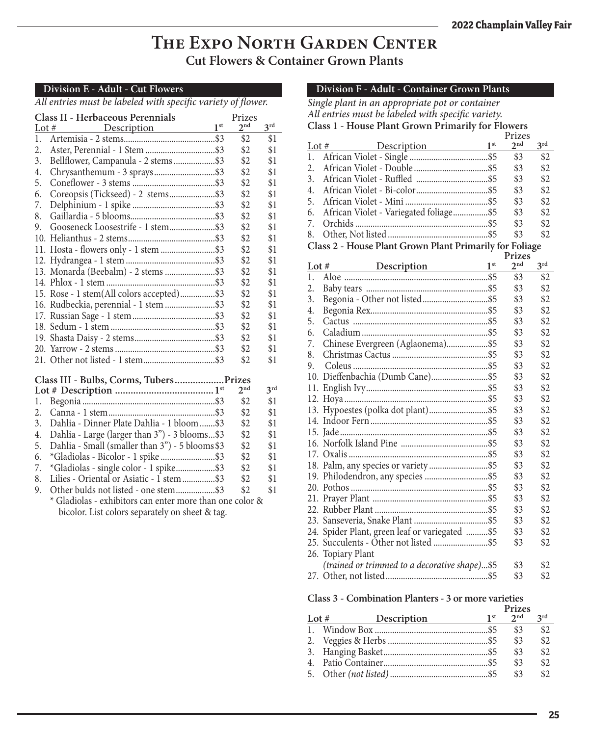# The Expo North Garden Center

## Cut Flowers & Container Grown Plants

### Division E - Adult - Cut Flowers

*All entries must be labeled with specific variety of flower.*

**Class II - Herbaceous Perennials**

| Lot # | Description | 1st | 2nd | 3rd |
|---|---|---|---|---|
| 1. | Artemisia - 2 stems | $3 | $2 | $1 |
| 2. | Aster, Perennial - 1 Stem | $3 | $2 | $1 |
| 3. | Bellflower, Campanula - 2 stems | $3 | $2 | $1 |
| 4. | Chrysanthemum - 3 sprays | $3 | $2 | $1 |
| 5. | Coneflower - 3 stems | $3 | $2 | $1 |
| 6. | Coreopsis (Tickseed) - 2 stems | $3 | $2 | $1 |
| 7. | Delphinium - 1 spike | $3 | $2 | $1 |
| 8. | Gaillardia - 5 blooms | $3 | $2 | $1 |
| 9. | Gooseneck Loosestrife - 1 stem | $3 | $2 | $1 |
| 10. | Helianthus - 2 stems | $3 | $2 | $1 |
| 11. | Hosta - flowers only - 1 stem | $3 | $2 | $1 |
| 12. | Hydrangea - 1 stem | $3 | $2 | $1 |
| 13. | Monarda (Beebalm) - 2 stems | $3 | $2 | $1 |
| 14. | Phlox - 1 stem | $3 | $2 | $1 |
| 15. | Rose - 1 stem(All colors accepted) | $3 | $2 | $1 |
| 16. | Rudbeckia, perennial - 1 stem | $3 | $2 | $1 |
| 17. | Russian Sage - 1 stem | $3 | $2 | $1 |
| 18. | Sedum - 1 stem | $3 | $2 | $1 |
| 19. | Shasta Daisy - 2 stems | $3 | $2 | $1 |
| 20. | Yarrow - 2 stems | $3 | $2 | $1 |
| 21. | Other not listed - 1 stem | $3 | $2 | $1 |

**Class III - Bulbs, Corms, Tubers**

| Lot # | Description | 1st | 2nd | 3rd |
|---|---|---|---|---|
| 1. | Begonia | $3 | $2 | $1 |
| 2. | Canna - 1 stem | $3 | $2 | $1 |
| 3. | Dahlia - Dinner Plate Dahlia - 1 bloom | $3 | $2 | $1 |
| 4. | Dahlia - Large (larger than 3") - 3 blooms | $3 | $2 | $1 |
| 5. | Dahlia - Small (smaller than 3") - 5 blooms | $3 | $2 | $1 |
| 6. | *Gladiolas - Bicolor - 1 spike | $3 | $2 | $1 |
| 7. | *Gladiolas - single color - 1 spike | $3 | $2 | $1 |
| 8. | Lilies - Oriental or Asiatic - 1 stem | $3 | $2 | $1 |
| 9. | Other bulds not listed - one stem | $3 | $2 | $1 |

\* Gladiolas - exhibitors can enter more than one color & bicolor. List colors separately on sheet & tag.

### Division F - Adult - Container Grown Plants

*Single plant in an appropriate pot or container*
*All entries must be labeled with specific variety.*

**Class 1 - House Plant Grown Primarily for Flowers**

| Lot # | Description | 1st | 2nd | 3rd |
|---|---|---|---|---|
| 1. | African Violet - Single | $5 | $3 | $2 |
| 2. | African Violet - Double | $5 | $3 | $2 |
| 3. | African Violet - Ruffled | $5 | $3 | $2 |
| 4. | African Violet - Bi-color | $5 | $3 | $2 |
| 5. | African Violet - Mini | $5 | $3 | $2 |
| 6. | African Violet - Variegated foliage | $5 | $3 | $2 |
| 7. | Orchids | $5 | $3 | $2 |
| 8. | Other, Not listed | $5 | $3 | $2 |

**Class 2 - House Plant Grown Plant Primarily for Foliage**

| Lot # | Description | 1st | 2nd | 3rd |
|---|---|---|---|---|
| 1. | Aloe | $5 | $3 | $2 |
| 2. | Baby tears | $5 | $3 | $2 |
| 3. | Begonia - Other not listed | $5 | $3 | $2 |
| 4. | Begonia Rex | $5 | $3 | $2 |
| 5. | Cactus | $5 | $3 | $2 |
| 6. | Caladium | $5 | $3 | $2 |
| 7. | Chinese Evergreen (Aglaonema) | $5 | $3 | $2 |
| 8. | Christmas Cactus | $5 | $3 | $2 |
| 9. | Coleus | $5 | $3 | $2 |
| 10. | Dieffenbachia (Dumb Cane) | $5 | $3 | $2 |
| 11. | English Ivy | $5 | $3 | $2 |
| 12. | Hoya | $5 | $3 | $2 |
| 13. | Hypoestes (polka dot plant) | $5 | $3 | $2 |
| 14. | Indoor Fern | $5 | $3 | $2 |
| 15. | Jade | $5 | $3 | $2 |
| 16. | Norfolk Island Pine | $5 | $3 | $2 |
| 17. | Oxalis | $5 | $3 | $2 |
| 18. | Palm, any species or variety | $5 | $3 | $2 |
| 19. | Philodendron, any species | $5 | $3 | $2 |
| 20. | Pothos | $5 | $3 | $2 |
| 21. | Prayer Plant | $5 | $3 | $2 |
| 22. | Rubber Plant | $5 | $3 | $2 |
| 23. | Sanseveria, Snake Plant | $5 | $3 | $2 |
| 24. | Spider Plant, green leaf or variegated | $5 | $3 | $2 |
| 25. | Succulents - Other not listed | $5 | $3 | $2 |
| 26. | Topiary Plant *(trained or trimmed to a decorative shape)* | $5 | $3 | $2 |
| 27. | Other, not listed | $5 | $3 | $2 |

**Class 3 - Combination Planters - 3 or more varieties**

| Lot # | Description | 1st | 2nd | 3rd |
|---|---|---|---|---|
| 1. | Window Box | $5 | $3 | $2 |
| 2. | Veggies & Herbs | $5 | $3 | $2 |
| 3. | Hanging Basket | $5 | $3 | $2 |
| 4. | Patio Container | $5 | $3 | $2 |
| 5. | Other *(not listed)* | $5 | $3 | $2 |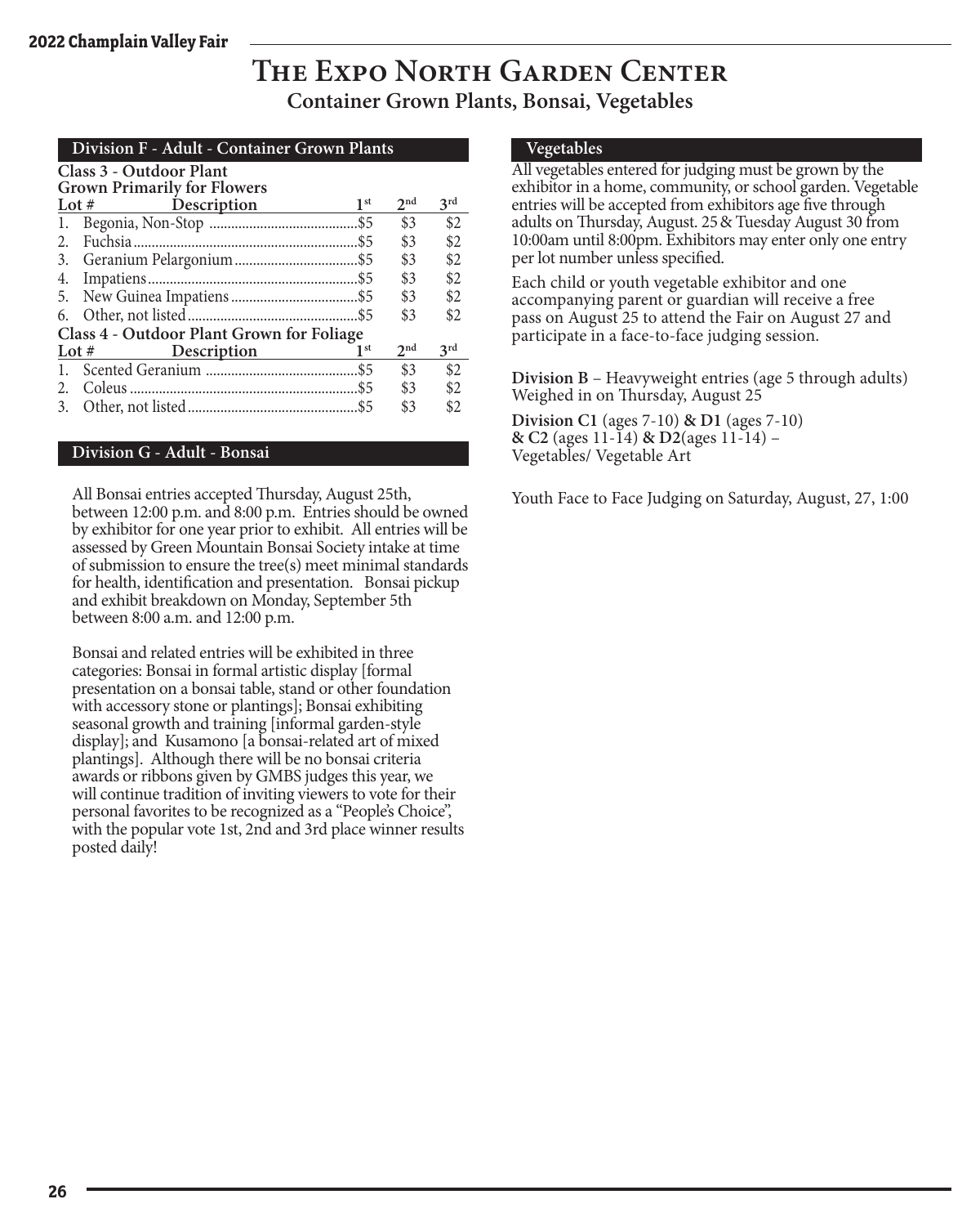# The Expo North Garden Center

## Container Grown Plants, Bonsai, Vegetables

### Division F - Adult - Container Grown Plants

**Class 3 - Outdoor Plant Grown Primarily for Flowers**

| Lot # | Description | 1st | 2nd | 3rd |
|---|---|---|---|---|
| 1. | Begonia, Non-Stop | $5 | $3 | $2 |
| 2. | Fuchsia | $5 | $3 | $2 |
| 3. | Geranium Pelargonium | $5 | $3 | $2 |
| 4. | Impatiens | $5 | $3 | $2 |
| 5. | New Guinea Impatiens | $5 | $3 | $2 |
| 6. | Other, not listed | $5 | $3 | $2 |

**Class 4 - Outdoor Plant Grown for Foliage**

| Lot # | Description | 1st | 2nd | 3rd |
|---|---|---|---|---|
| 1. | Scented Geranium | $5 | $3 | $2 |
| 2. | Coleus | $5 | $3 | $2 |
| 3. | Other, not listed | $5 | $3 | $2 |

### Division G - Adult - Bonsai

All Bonsai entries accepted Thursday, August 25th, between 12:00 p.m. and 8:00 p.m. Entries should be owned by exhibitor for one year prior to exhibit. All entries will be assessed by Green Mountain Bonsai Society intake at time of submission to ensure the tree(s) meet minimal standards for health, identification and presentation. Bonsai pickup and exhibit breakdown on Monday, September 5th between 8:00 a.m. and 12:00 p.m.

Bonsai and related entries will be exhibited in three categories: Bonsai in formal artistic display [formal presentation on a bonsai table, stand or other foundation with accessory stone or plantings]; Bonsai exhibiting seasonal growth and training [informal garden-style display]; and Kusamono [a bonsai-related art of mixed plantings]. Although there will be no bonsai criteria awards or ribbons given by GMBS judges this year, we will continue tradition of inviting viewers to vote for their personal favorites to be recognized as a "People's Choice", with the popular vote 1st, 2nd and 3rd place winner results posted daily!

### Vegetables

All vegetables entered for judging must be grown by the exhibitor in a home, community, or school garden. Vegetable entries will be accepted from exhibitors age five through adults on Thursday, August. 25 & Tuesday August 30 from 10:00am until 8:00pm. Exhibitors may enter only one entry per lot number unless specified.

Each child or youth vegetable exhibitor and one accompanying parent or guardian will receive a free pass on August 25 to attend the Fair on August 27 and participate in a face-to-face judging session.

**Division B** – Heavyweight entries (age 5 through adults) Weighed in on Thursday, August 25

**Division C1** (ages 7-10) **& D1** (ages 7-10) **& C2** (ages 11-14) **& D2**(ages 11-14) – Vegetables/ Vegetable Art

Youth Face to Face Judging on Saturday, August, 27, 1:00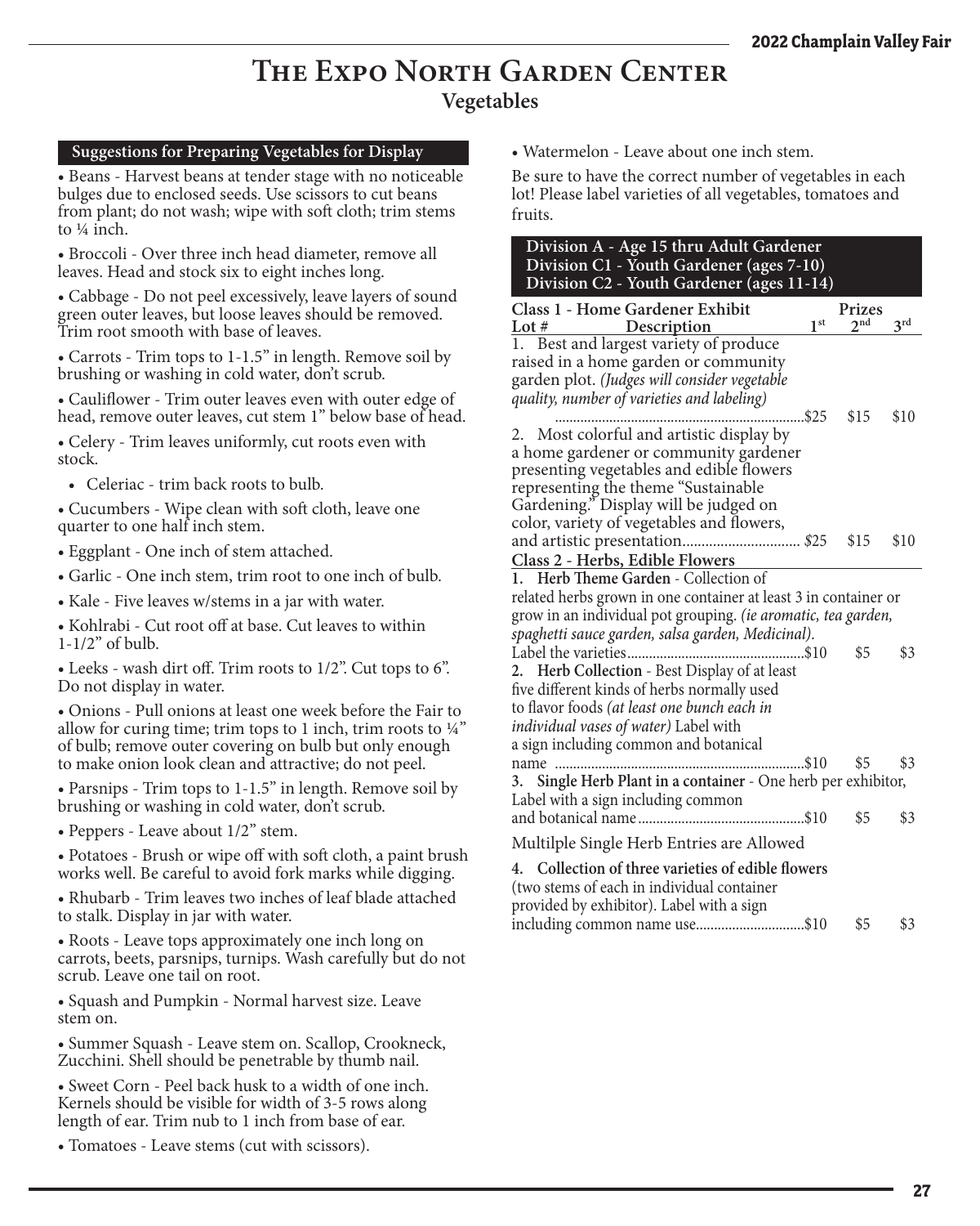// The Expo North Garden Center

## Vegetables

### Suggestions for Preparing Vegetables for Display

- Beans - Harvest beans at tender stage with no noticeable bulges due to enclosed seeds. Use scissors to cut beans from plant; do not wash; wipe with soft cloth; trim stems to ¼ inch.
- Broccoli - Over three inch head diameter, remove all leaves. Head and stock six to eight inches long.
- Cabbage - Do not peel excessively, leave layers of sound green outer leaves, but loose leaves should be removed. Trim root smooth with base of leaves.
- Carrots - Trim tops to 1-1.5" in length. Remove soil by brushing or washing in cold water, don't scrub.
- Cauliflower - Trim outer leaves even with outer edge of head, remove outer leaves, cut stem 1" below base of head.
- Celery - Trim leaves uniformly, cut roots even with stock.
  - Celeriac - trim back roots to bulb.
- Cucumbers - Wipe clean with soft cloth, leave one quarter to one half inch stem.
- Eggplant - One inch of stem attached.
- Garlic - One inch stem, trim root to one inch of bulb.
- Kale - Five leaves w/stems in a jar with water.
- Kohlrabi - Cut root off at base. Cut leaves to within 1-1/2" of bulb.
- Leeks - wash dirt off. Trim roots to 1/2". Cut tops to 6". Do not display in water.
- Onions - Pull onions at least one week before the Fair to allow for curing time; trim tops to 1 inch, trim roots to ¼" of bulb; remove outer covering on bulb but only enough to make onion look clean and attractive; do not peel.
- Parsnips - Trim tops to 1-1.5" in length. Remove soil by brushing or washing in cold water, don't scrub.
- Peppers - Leave about 1/2" stem.
- Potatoes - Brush or wipe off with soft cloth, a paint brush works well. Be careful to avoid fork marks while digging.
- Rhubarb - Trim leaves two inches of leaf blade attached to stalk. Display in jar with water.
- Roots - Leave tops approximately one inch long on carrots, beets, parsnips, turnips. Wash carefully but do not scrub. Leave one tail on root.
- Squash and Pumpkin - Normal harvest size. Leave stem on.
- Summer Squash - Leave stem on. Scallop, Crookneck, Zucchini. Shell should be penetrable by thumb nail.
- Sweet Corn - Peel back husk to a width of one inch. Kernels should be visible for width of 3-5 rows along length of ear. Trim nub to 1 inch from base of ear.
- Tomatoes - Leave stems (cut with scissors).
- Watermelon - Leave about one inch stem.

Be sure to have the correct number of vegetables in each lot! Please label varieties of all vegetables, tomatoes and fruits.

### Division A - Age 15 thru Adult Gardener
### Division C1 - Youth Gardener (ages 7-10)
### Division C2 - Youth Gardener (ages 11-14)

| Lot # | Description | Prizes 1st | 2nd | 3rd |
|---|---|---|---|---|
| **Class 1 - Home Gardener Exhibit** | | | | |
| 1. | Best and largest variety of produce raised in a home garden or community garden plot. *(Judges will consider vegetable quality, number of varieties and labeling)* | $25 | $15 | $10 |
| 2. | Most colorful and artistic display by a home gardener or community gardener presenting vegetables and edible flowers representing the theme "Sustainable Gardening." Display will be judged on color, variety of vegetables and flowers, and artistic presentation | $25 | $15 | $10 |
| **Class 2 - Herbs, Edible Flowers** | | | | |
| 1. | **Herb Theme Garden** - Collection of related herbs grown in one container at least 3 in container or grow in an individual pot grouping. *(ie aromatic, tea garden, spaghetti sauce garden, salsa garden, Medicinal)*. Label the varieties | $10 | $5 | $3 |
| 2. | **Herb Collection** - Best Display of at least five different kinds of herbs normally used to flavor foods *(at least one bunch each in individual vases of water)* Label with a sign including common and botanical name | $10 | $5 | $3 |
| 3. | **Single Herb Plant in a container** - One herb per exhibitor, Label with a sign including common and botanical name | $10 | $5 | $3 |

Multilple Single Herb Entries are Allowed

| Lot # | Description | 1st | 2nd | 3rd |
|---|---|---|---|---|
| 4. | **Collection of three varieties of edible flowers** (two stems of each in individual container provided by exhibitor). Label with a sign including common name use | $10 | $5 | $3 |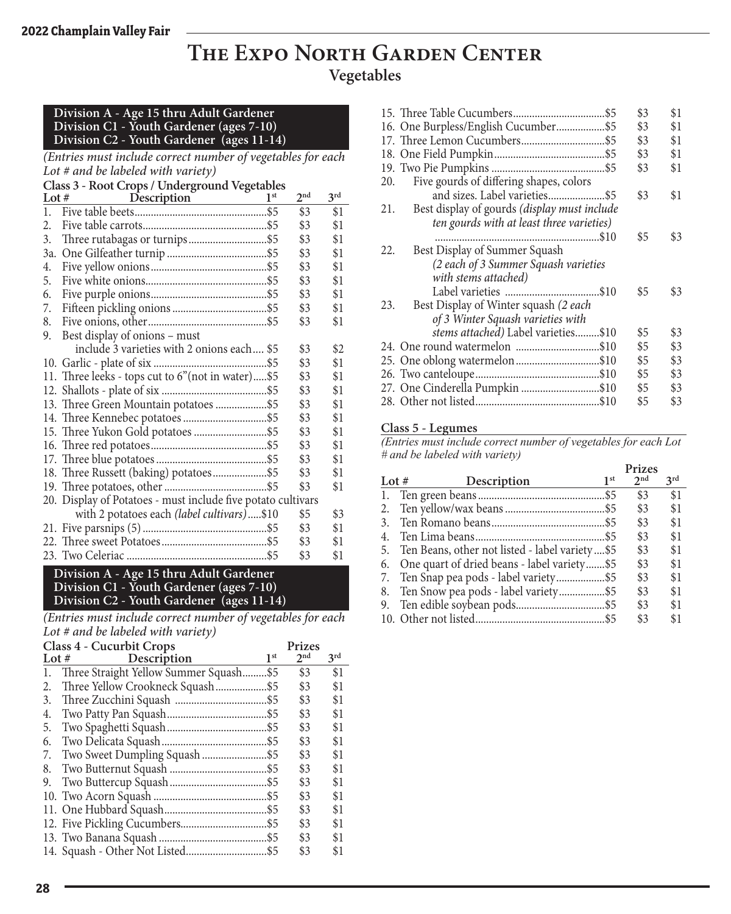# The Expo North Garden Center

## Vegetables

**Division A - Age 15 thru Adult Gardener**
**Division C1 - Youth Gardener (ages 7-10)**
**Division C2 - Youth Gardener (ages 11-14)**

*(Entries must include correct number of vegetables for each Lot # and be labeled with variety)*

### Class 3 - Root Crops / Underground Vegetables

| Lot # | Description | 1st | 2nd | 3rd |
|---|---|---|---|---|
| 1. | Five table beets | $5 | $3 | $1 |
| 2. | Five table carrots | $5 | $3 | $1 |
| 3. | Three rutabagas or turnips | $5 | $3 | $1 |
| 3a. | One Gilfeather turnip | $5 | $3 | $1 |
| 4. | Five yellow onions | $5 | $3 | $1 |
| 5. | Five white onions | $5 | $3 | $1 |
| 6. | Five purple onions | $5 | $3 | $1 |
| 7. | Fifteen pickling onions | $5 | $3 | $1 |
| 8. | Five onions, other | $5 | $3 | $1 |
| 9. | Best display of onions – must include 3 varieties with 2 onions each | $5 | $3 | $2 |
| 10. | Garlic - plate of six | $5 | $3 | $1 |
| 11. | Three leeks - tops cut to 6"(not in water) | $5 | $3 | $1 |
| 12. | Shallots - plate of six | $5 | $3 | $1 |
| 13. | Three Green Mountain potatoes | $5 | $3 | $1 |
| 14. | Three Kennebec potatoes | $5 | $3 | $1 |
| 15. | Three Yukon Gold potatoes | $5 | $3 | $1 |
| 16. | Three red potatoes | $5 | $3 | $1 |
| 17. | Three blue potatoes | $5 | $3 | $1 |
| 18. | Three Russett (baking) potatoes | $5 | $3 | $1 |
| 19. | Three potatoes, other | $5 | $3 | $1 |
| 20. | Display of Potatoes - must include five potato cultivars with 2 potatoes each *(label cultivars)* | $10 | $5 | $3 |
| 21. | Five parsnips (5) | $5 | $3 | $1 |
| 22. | Three sweet Potatoes | $5 | $3 | $1 |
| 23. | Two Celeriac | $5 | $3 | $1 |

**Division A - Age 15 thru Adult Gardener**
**Division C1 - Youth Gardener (ages 7-10)**
**Division C2 - Youth Gardener (ages 11-14)**

*(Entries must include correct number of vegetables for each Lot # and be labeled with variety)*

### Class 4 - Cucurbit Crops

| Lot # | Description | Prizes 1st | 2nd | 3rd |
|---|---|---|---|---|
| 1. | Three Straight Yellow Summer Squash | $5 | $3 | $1 |
| 2. | Three Yellow Crookneck Squash | $5 | $3 | $1 |
| 3. | Three Zucchini Squash | $5 | $3 | $1 |
| 4. | Two Patty Pan Squash | $5 | $3 | $1 |
| 5. | Two Spaghetti Squash | $5 | $3 | $1 |
| 6. | Two Delicata Squash | $5 | $3 | $1 |
| 7. | Two Sweet Dumpling Squash | $5 | $3 | $1 |
| 8. | Two Butternut Squash | $5 | $3 | $1 |
| 9. | Two Buttercup Squash | $5 | $3 | $1 |
| 10. | Two Acorn Squash | $5 | $3 | $1 |
| 11. | One Hubbard Squash | $5 | $3 | $1 |
| 12. | Five Pickling Cucumbers | $5 | $3 | $1 |
| 13. | Two Banana Squash | $5 | $3 | $1 |
| 14. | Squash - Other Not Listed | $5 | $3 | $1 |
| 15. | Three Table Cucumbers | $5 | $3 | $1 |
| 16. | One Burpless/English Cucumber | $5 | $3 | $1 |
| 17. | Three Lemon Cucumbers | $5 | $3 | $1 |
| 18. | One Field Pumpkin | $5 | $3 | $1 |
| 19. | Two Pie Pumpkins | $5 | $3 | $1 |
| 20. | Five gourds of differing shapes, colors and sizes. Label varieties | $5 | $3 | $1 |
| 21. | Best display of gourds *(display must include ten gourds with at least three varieties)* | $10 | $5 | $3 |
| 22. | Best Display of Summer Squash *(2 each of 3 Summer Squash varieties with stems attached)* Label varieties | $10 | $5 | $3 |
| 23. | Best Display of Winter squash *(2 each of 3 Winter Squash varieties with stems attached)* Label varieties | $10 | $5 | $3 |
| 24. | One round watermelon | $10 | $5 | $3 |
| 25. | One oblong watermelon | $10 | $5 | $3 |
| 26. | Two canteloupe | $10 | $5 | $3 |
| 27. | One Cinderella Pumpkin | $10 | $5 | $3 |
| 28. | Other not listed | $10 | $5 | $3 |

### Class 5 - Legumes

*(Entries must include correct number of vegetables for each Lot # and be labeled with variety)*

| Lot # | Description | Prizes 1st | 2nd | 3rd |
|---|---|---|---|---|
| 1. | Ten green beans | $5 | $3 | $1 |
| 2. | Ten yellow/wax beans | $5 | $3 | $1 |
| 3. | Ten Romano beans | $5 | $3 | $1 |
| 4. | Ten Lima beans | $5 | $3 | $1 |
| 5. | Ten Beans, other not listed - label variety | $5 | $3 | $1 |
| 6. | One quart of dried beans - label variety | $5 | $3 | $1 |
| 7. | Ten Snap pea pods - label variety | $5 | $3 | $1 |
| 8. | Ten Snow pea pods - label variety | $5 | $3 | $1 |
| 9. | Ten edible soybean pods | $5 | $3 | $1 |
| 10. | Other not listed | $5 | $3 | $1 |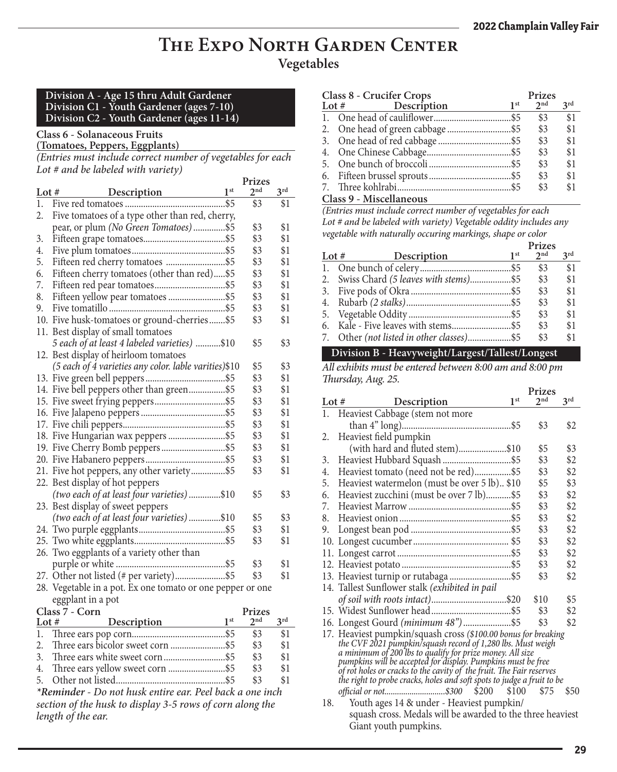# The Expo North Garden Center

## Vegetables

**Division A - Age 15 thru Adult Gardener**
**Division C1 - Youth Gardener (ages 7-10)**
**Division C2 - Youth Gardener (ages 11-14)**

### Class 6 - Solanaceous Fruits (Tomatoes, Peppers, Eggplants)

*(Entries must include correct number of vegetables for each Lot # and be labeled with variety)*

| Lot # | Description | 1st | 2nd | 3rd |
|---|---|---|---|---|
| 1. | Five red tomatoes | $5 | $3 | $1 |
| 2. | Five tomatoes of a type other than red, cherry, pear, or plum *(No Green Tomatoes)* | $5 | $3 | $1 |
| 3. | Fifteen grape tomatoes | $5 | $3 | $1 |
| 4. | Five plum tomatoes | $5 | $3 | $1 |
| 5. | Fifteen red cherry tomatoes | $5 | $3 | $1 |
| 6. | Fifteen cherry tomatoes (other than red) | $5 | $3 | $1 |
| 7. | Fifteen red pear tomatoes | $5 | $3 | $1 |
| 8. | Fifteen yellow pear tomatoes | $5 | $3 | $1 |
| 9. | Five tomatillo | $5 | $3 | $1 |
| 10. | Five husk-tomatoes or ground-cherries | $5 | $3 | $1 |
| 11. | Best display of small tomatoes *5 each of at least 4 labeled varieties)* | $10 | $5 | $3 |
| 12. | Best display of heirloom tomatoes *(5 each of 4 varieties any color. lable varities)* | $10 | $5 | $3 |
| 13. | Five green bell peppers | $5 | $3 | $1 |
| 14. | Five bell peppers other than green | $5 | $3 | $1 |
| 15. | Five sweet frying peppers | $5 | $3 | $1 |
| 16. | Five Jalapeno peppers | $5 | $3 | $1 |
| 17. | Five chili peppers | $5 | $3 | $1 |
| 18. | Five Hungarian wax peppers | $5 | $3 | $1 |
| 19. | Five Cherry Bomb peppers | $5 | $3 | $1 |
| 20. | Five Habanero peppers | $5 | $3 | $1 |
| 21. | Five hot peppers, any other variety | $5 | $3 | $1 |
| 22. | Best display of hot peppers *(two each of at least four varieties)* | $10 | $5 | $3 |
| 23. | Best display of sweet peppers *(two each of at least four varieties)* | $10 | $5 | $3 |
| 24. | Two purple eggplants | $5 | $3 | $1 |
| 25. | Two white eggplants | $5 | $3 | $1 |
| 26. | Two eggplants of a variety other than purple or white | $5 | $3 | $1 |
| 27. | Other not listed (# per variety) | $5 | $3 | $1 |
| 28. | Vegetable in a pot. Ex one tomato or one pepper or one eggplant in a pot | | | |

### Class 7 - Corn

| Lot # | Description | 1st | 2nd | 3rd |
|---|---|---|---|---|
| 1. | Three ears pop corn | $5 | $3 | $1 |
| 2. | Three ears bicolor sweet corn | $5 | $3 | $1 |
| 3. | Three ears white sweet corn | $5 | $3 | $1 |
| 4. | Three ears yellow sweet corn | $5 | $3 | $1 |
| 5. | Other not listed | $5 | $3 | $1 |

***Reminder** - Do not husk entire ear. Peel back a one inch section of the husk to display 3-5 rows of corn along the length of the ear.*

### Class 8 - Crucifer Crops

| Lot # | Description | 1st | 2nd | 3rd |
|---|---|---|---|---|
| 1. | One head of cauliflower | $5 | $3 | $1 |
| 2. | One head of green cabbage | $5 | $3 | $1 |
| 3. | One head of red cabbage | $5 | $3 | $1 |
| 4. | One Chinese Cabbage | $5 | $3 | $1 |
| 5. | One bunch of broccoli | $5 | $3 | $1 |
| 6. | Fifteen brussel sprouts | $5 | $3 | $1 |
| 7. | Three kohlrabi | $5 | $3 | $1 |

### Class 9 - Miscellaneous

*(Entries must include correct number of vegetables for each Lot # and be labeled with variety) Vegetable oddity includes any vegetable with naturally occuring markings, shape or color*

| Lot # | Description | 1st | 2nd | 3rd |
|---|---|---|---|---|
| 1. | One bunch of celery | $5 | $3 | $1 |
| 2. | Swiss Chard *(5 leaves with stems)* | $5 | $3 | $1 |
| 3. | Five pods of Okra | $5 | $3 | $1 |
| 4. | Rubarb *(2 stalks)* | $5 | $3 | $1 |
| 5. | Vegetable Oddity | $5 | $3 | $1 |
| 6. | Kale - Five leaves with stems | $5 | $3 | $1 |
| 7. | Other *(not listed in other classes)* | $5 | $3 | $1 |

**Division B - Heavyweight/Largest/Tallest/Longest**

*All exhibits must be entered between 8:00 am and 8:00 pm Thursday, Aug. 25.*

| Lot # | Description | 1st | 2nd | 3rd |
|---|---|---|---|---|
| 1. | Heaviest Cabbage (stem not more than 4" long) | $5 | $3 | $2 |
| 2. | Heaviest field pumpkin (with hard and fluted stem) | $10 | $5 | $3 |
| 3. | Heaviest Hubbard Squash | $5 | $3 | $2 |
| 4. | Heaviest tomato (need not be red) | $5 | $3 | $2 |
| 5. | Heaviest watermelon (must be over 5 lb) | $10 | $5 | $3 |
| 6. | Heaviest zucchini (must be over 7 lb) | $5 | $3 | $2 |
| 7. | Heaviest Marrow | $5 | $3 | $2 |
| 8. | Heaviest onion | $5 | $3 | $2 |
| 9. | Longest bean pod | $5 | $3 | $2 |
| 10. | Longest cucumber | $5 | $3 | $2 |
| 11. | Longest carrot | $5 | $3 | $2 |
| 12. | Heaviest potato | $5 | $3 | $2 |
| 13. | Heaviest turnip or rutabaga | $5 | $3 | $2 |
| 14. | Tallest Sunflower stalk *(exhibited in pail of soil with roots intact)* | $20 | $10 | $5 |
| 15. | Widest Sunflower head | $5 | $3 | $2 |
| 16. | Longest Gourd *(minimum 48")* | $5 | $3 | $2 |
| 17. | Heaviest pumpkin/squash cross *($100.00 bonus for breaking the CVF 2021 pumpkin/squash record of 1,280 lbs. Must weigh a minimum of 200 lbs to qualify for prize money. All size pumpkins will be accepted for display. Pumpkins must be free of rot holes or cracks to the cavity of the fruit. The Fair reserves the right to probe cracks, holes and soft spots to judge a fruit to be official or not.............................$300* | $200 | $100 | $75 $50 |
| 18. | Youth ages 14 & under - Heaviest pumpkin/squash cross. Medals will be awarded to the three heaviest Giant youth pumpkins. | | | |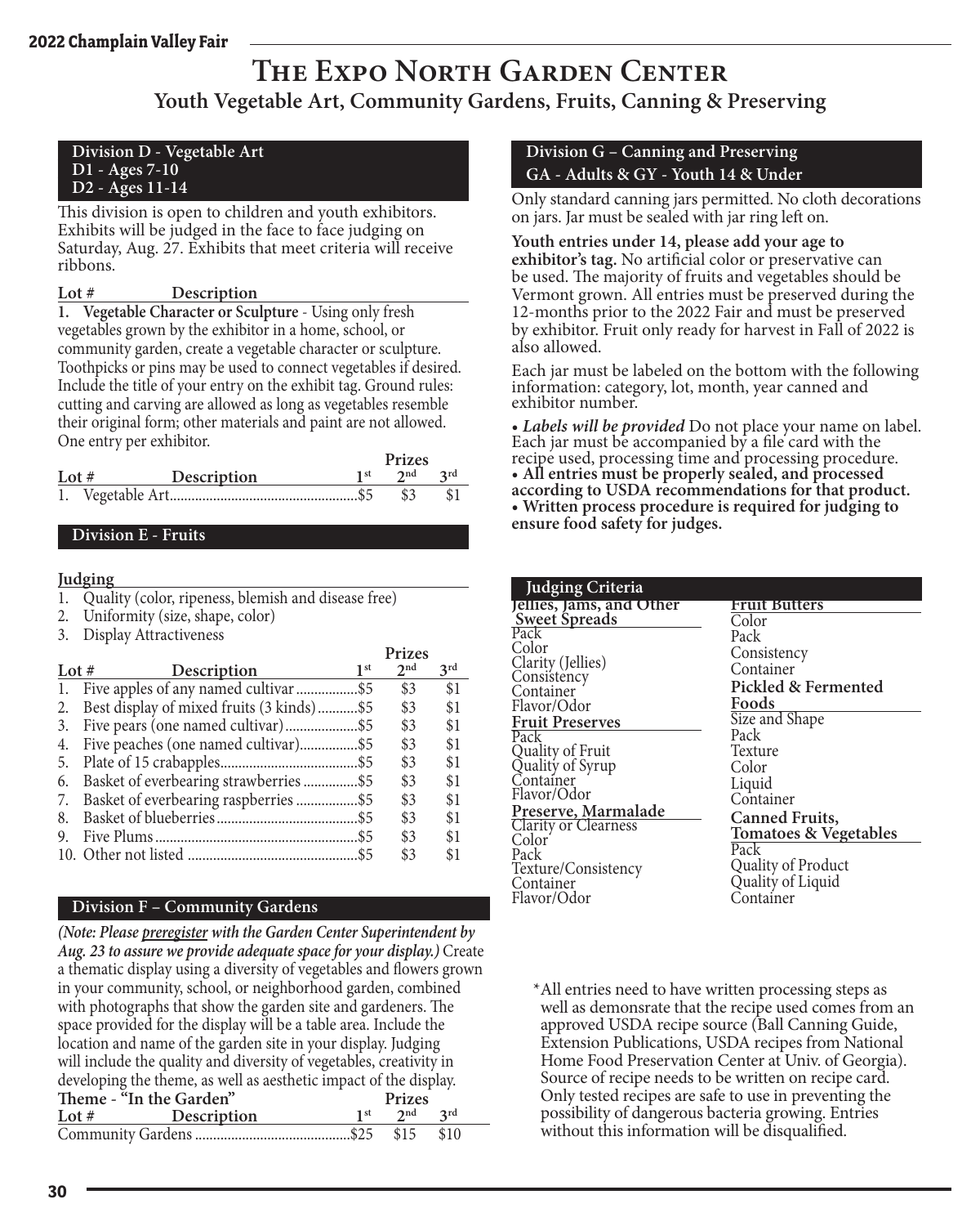# The Expo North Garden Center

## Youth Vegetable Art, Community Gardens, Fruits, Canning & Preserving

### Division D - Vegetable Art
**D1 - Ages 7-10**
**D2 - Ages 11-14**

This division is open to children and youth exhibitors. Exhibits will be judged in the face to face judging on Saturday, Aug. 27. Exhibits that meet criteria will receive ribbons.

**Lot # Description**

1. **Vegetable Character or Sculpture** - Using only fresh vegetables grown by the exhibitor in a home, school, or community garden, create a vegetable character or sculpture. Toothpicks or pins may be used to connect vegetables if desired. Include the title of your entry on the exhibit tag. Ground rules: cutting and carving are allowed as long as vegetables resemble their original form; other materials and paint are not allowed. One entry per exhibitor.

| Lot # | Description | Prizes 1st | 2nd | 3rd |
|---|---|---|---|---|
| 1. | Vegetable Art | $5 | $3 | $1 |

### Division E - Fruits

**Judging**

1. Quality (color, ripeness, blemish and disease free)
2. Uniformity (size, shape, color)
3. Display Attractiveness

| Lot # | Description | Prizes 1st | 2nd | 3rd |
|---|---|---|---|---|
| 1. | Five apples of any named cultivar | $5 | $3 | $1 |
| 2. | Best display of mixed fruits (3 kinds) | $5 | $3 | $1 |
| 3. | Five pears (one named cultivar) | $5 | $3 | $1 |
| 4. | Five peaches (one named cultivar) | $5 | $3 | $1 |
| 5. | Plate of 15 crabapples | $5 | $3 | $1 |
| 6. | Basket of everbearing strawberries | $5 | $3 | $1 |
| 7. | Basket of everbearing raspberries | $5 | $3 | $1 |
| 8. | Basket of blueberries | $5 | $3 | $1 |
| 9. | Five Plums | $5 | $3 | $1 |
| 10. | Other not listed | $5 | $3 | $1 |

### Division F – Community Gardens

*(Note: Please preregister with the Garden Center Superintendent by Aug. 23 to assure we provide adequate space for your display.)* Create a thematic display using a diversity of vegetables and flowers grown in your community, school, or neighborhood garden, combined with photographs that show the garden site and gardeners. The space provided for the display will be a table area. Include the location and name of the garden site in your display. Judging will include the quality and diversity of vegetables, creativity in developing the theme, as well as aesthetic impact of the display.

**Theme - "In the Garden"**

| Lot # | Description | Prizes 1st | 2nd | 3rd |
|---|---|---|---|---|
| | Community Gardens | $25 | $15 | $10 |

### Division G – Canning and Preserving
**GA - Adults & GY - Youth 14 & Under**

Only standard canning jars permitted. No cloth decorations on jars. Jar must be sealed with jar ring left on.

**Youth entries under 14, please add your age to exhibitor's tag.** No artificial color or preservative can be used. The majority of fruits and vegetables should be Vermont grown. All entries must be preserved during the 12-months prior to the 2022 Fair and must be preserved by exhibitor. Fruit only ready for harvest in Fall of 2022 is also allowed.

Each jar must be labeled on the bottom with the following information: category, lot, month, year canned and exhibitor number.

• ***Labels will be provided*** Do not place your name on label. Each jar must be accompanied by a file card with the recipe used, processing time and processing procedure.
• **All entries must be properly sealed, and processed according to USDA recommendations for that product.**
• **Written process procedure is required for judging to ensure food safety for judges.**

#### Judging Criteria

**Jellies, Jams, and Other Sweet Spreads**
- Pack
- Color
- Clarity (Jellies)
- Consistency
- Container
- Flavor/Odor

**Fruit Preserves**
- Pack
- Quality of Fruit
- Quality of Syrup
- Container
- Flavor/Odor

**Preserve, Marmalade**
- Clarity or Clearness
- Color
- Pack
- Texture/Consistency
- Container
- Flavor/Odor

**Fruit Butters**
- Color
- Pack
- Consistency
- Container

**Pickled & Fermented Foods**
- Size and Shape
- Pack
- Texture
- Color
- Liquid
- Container

**Canned Fruits, Tomatoes & Vegetables**
- Pack
- Quality of Product
- Quality of Liquid
- Container

*All entries need to have written processing steps as well as demonsrate that the recipe used comes from an approved USDA recipe source (Ball Canning Guide, Extension Publications, USDA recipes from National Home Food Preservation Center at Univ. of Georgia). Source of recipe needs to be written on recipe card. Only tested recipes are safe to use in preventing the possibility of dangerous bacteria growing. Entries without this information will be disqualified.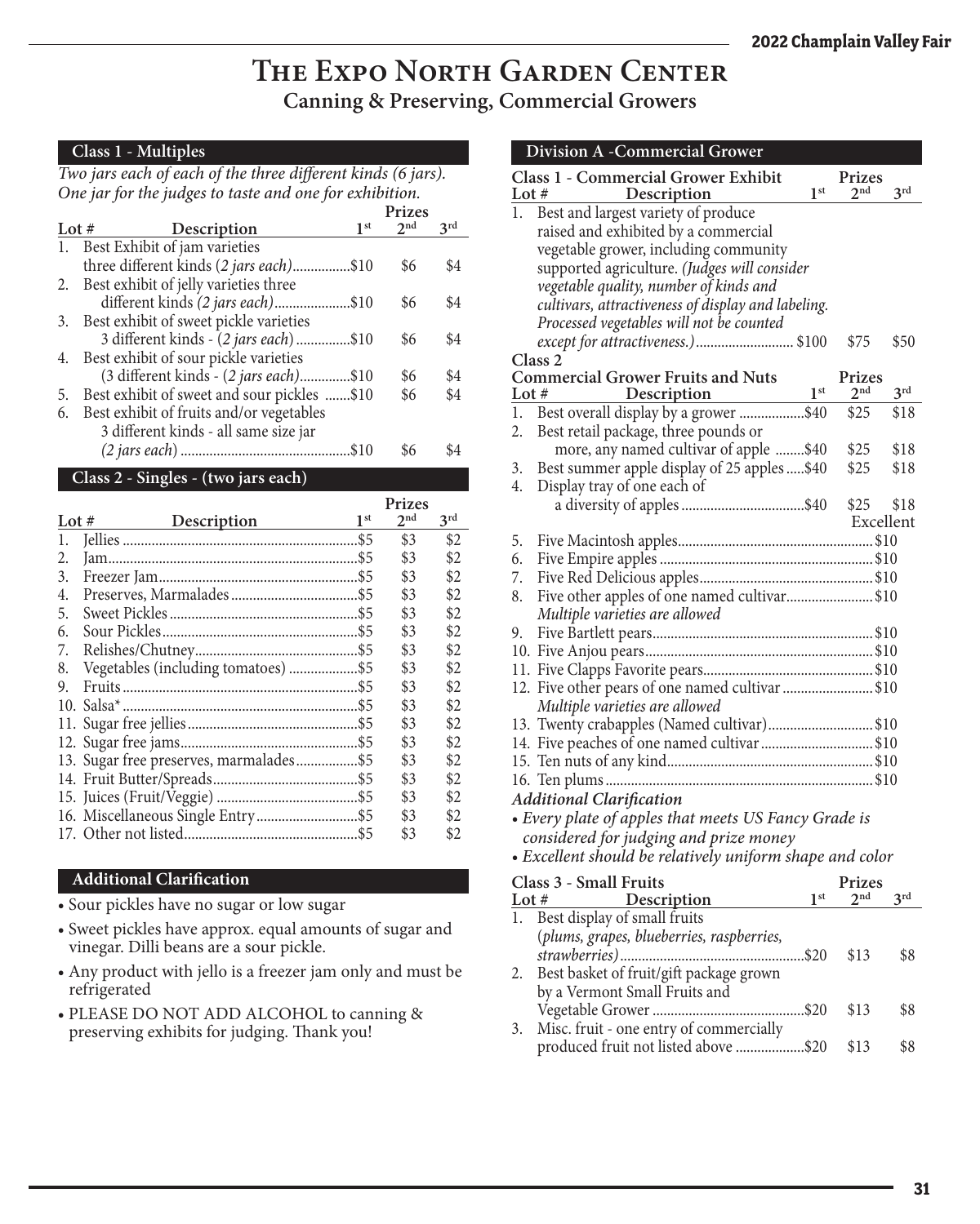# The Expo North Garden Center

## Canning & Preserving, Commercial Growers

### Class 1 - Multiples

*Two jars each of each of the three different kinds (6 jars). One jar for the judges to taste and one for exhibition.*

| Lot # | Description | Prizes 1st | 2nd | 3rd |
|---|---|---|---|---|
| 1. | Best Exhibit of jam varieties three different kinds (*2 jars each*) | $10 | $6 | $4 |
| 2. | Best exhibit of jelly varieties three different kinds *(2 jars each)* | $10 | $6 | $4 |
| 3. | Best exhibit of sweet pickle varieties 3 different kinds - (*2 jars each*) | $10 | $6 | $4 |
| 4. | Best exhibit of sour pickle varieties (3 different kinds - (*2 jars each)* | $10 | $6 | $4 |
| 5. | Best exhibit of sweet and sour pickles | $10 | $6 | $4 |
| 6. | Best exhibit of fruits and/or vegetables 3 different kinds - all same size jar *(2 jars each)* | $10 | $6 | $4 |

### Class 2 - Singles - (two jars each)

| Lot # | Description | Prizes 1st | 2nd | 3rd |
|---|---|---|---|---|
| 1. | Jellies | $5 | $3 | $2 |
| 2. | Jam | $5 | $3 | $2 |
| 3. | Freezer Jam | $5 | $3 | $2 |
| 4. | Preserves, Marmalades | $5 | $3 | $2 |
| 5. | Sweet Pickles | $5 | $3 | $2 |
| 6. | Sour Pickles | $5 | $3 | $2 |
| 7. | Relishes/Chutney | $5 | $3 | $2 |
| 8. | Vegetables (including tomatoes) | $5 | $3 | $2 |
| 9. | Fruits | $5 | $3 | $2 |
| 10. | Salsa* | $5 | $3 | $2 |
| 11. | Sugar free jellies | $5 | $3 | $2 |
| 12. | Sugar free jams | $5 | $3 | $2 |
| 13. | Sugar free preserves, marmalades | $5 | $3 | $2 |
| 14. | Fruit Butter/Spreads | $5 | $3 | $2 |
| 15. | Juices (Fruit/Veggie) | $5 | $3 | $2 |
| 16. | Miscellaneous Single Entry | $5 | $3 | $2 |
| 17. | Other not listed | $5 | $3 | $2 |

### Additional Clarification

- Sour pickles have no sugar or low sugar
- Sweet pickles have approx. equal amounts of sugar and vinegar. Dilli beans are a sour pickle.
- Any product with jello is a freezer jam only and must be refrigerated
- PLEASE DO NOT ADD ALCOHOL to canning & preserving exhibits for judging. Thank you!

### Division A -Commercial Grower

**Class 1 - Commercial Grower Exhibit**

| Lot # | Description | Prizes 1st | 2nd | 3rd |
|---|---|---|---|---|
| 1. | Best and largest variety of produce raised and exhibited by a commercial vegetable grower, including community supported agriculture. *(Judges will consider vegetable quality, number of kinds and cultivars, attractiveness of display and labeling. Processed vegetables will not be counted except for attractiveness.)* | $100 | $75 | $50 |

**Class 2**

**Commercial Grower Fruits and Nuts**

| Lot # | Description | Prizes 1st | 2nd | 3rd |
|---|---|---|---|---|
| 1. | Best overall display by a grower | $40 | $25 | $18 |
| 2. | Best retail package, three pounds or more, any named cultivar of apple | $40 | $25 | $18 |
| 3. | Best summer apple display of 25 apples | $40 | $25 | $18 |
| 4. | Display tray of one each of a diversity of apples | $40 | $25 | $18 |

| Lot # | Description | Excellent |
|---|---|---|
| 5. | Five Macintosh apples | $10 |
| 6. | Five Empire apples | $10 |
| 7. | Five Red Delicious apples | $10 |
| 8. | Five other apples of one named cultivar *Multiple varieties are allowed* | $10 |
| 9. | Five Bartlett pears | $10 |
| 10. | Five Anjou pears | $10 |
| 11. | Five Clapps Favorite pears | $10 |
| 12. | Five other pears of one named cultivar *Multiple varieties are allowed* | $10 |
| 13. | Twenty crabapples (Named cultivar) | $10 |
| 14. | Five peaches of one named cultivar | $10 |
| 15. | Ten nuts of any kind | $10 |
| 16. | Ten plums | $10 |

***Additional Clarification***

- *Every plate of apples that meets US Fancy Grade is considered for judging and prize money*
- *Excellent should be relatively uniform shape and color*

**Class 3 - Small Fruits**

| Lot # | Description | Prizes 1st | 2nd | 3rd |
|---|---|---|---|---|
| 1. | Best display of small fruits (*plums, grapes, blueberries, raspberries, strawberries)* | $20 | $13 | $8 |
| 2. | Best basket of fruit/gift package grown by a Vermont Small Fruits and Vegetable Grower | $20 | $13 | $8 |
| 3. | Misc. fruit - one entry of commercially produced fruit not listed above | $20 | $13 | $8 |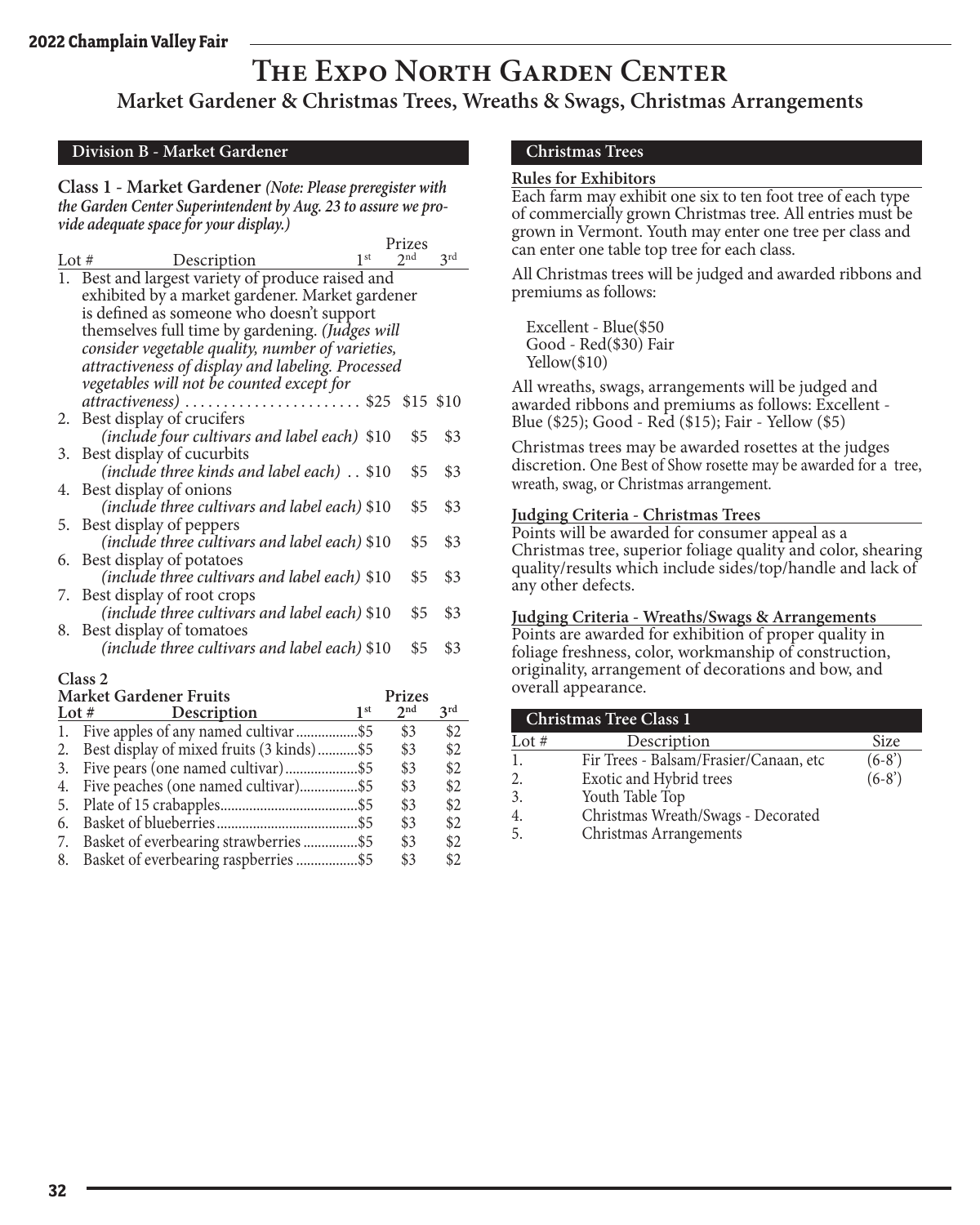# The Expo North Garden Center

## Market Gardener & Christmas Trees, Wreaths & Swags, Christmas Arrangements

### Division B - Market Gardener

**Class 1 - Market Gardener** *(Note: Please preregister with the Garden Center Superintendent by Aug. 23 to assure we provide adequate space for your display.)*

| Lot # | Description | 1st | 2nd | 3rd |
|---|---|---|---|---|
| 1. | Best and largest variety of produce raised and exhibited by a market gardener. Market gardener is defined as someone who doesn't support themselves full time by gardening. *(Judges will consider vegetable quality, number of varieties, attractiveness of display and labeling. Processed vegetables will not be counted except for attractiveness)* | $25 | $15 | $10 |
| 2. | Best display of crucifers *(include four cultivars and label each)* | $10 | $5 | $3 |
| 3. | Best display of cucurbits *(include three kinds and label each)* | $10 | $5 | $3 |
| 4. | Best display of onions *(include three cultivars and label each)* | $10 | $5 | $3 |
| 5. | Best display of peppers *(include three cultivars and label each)* | $10 | $5 | $3 |
| 6. | Best display of potatoes *(include three cultivars and label each)* | $10 | $5 | $3 |
| 7. | Best display of root crops *(include three cultivars and label each)* | $10 | $5 | $3 |
| 8. | Best display of tomatoes *(include three cultivars and label each)* | $10 | $5 | $3 |

**Class 2**
**Market Gardener Fruits**

| Lot # | Description | 1st | 2nd | 3rd |
|---|---|---|---|---|
| 1. | Five apples of any named cultivar | $5 | $3 | $2 |
| 2. | Best display of mixed fruits (3 kinds) | $5 | $3 | $2 |
| 3. | Five pears (one named cultivar) | $5 | $3 | $2 |
| 4. | Five peaches (one named cultivar) | $5 | $3 | $2 |
| 5. | Plate of 15 crabapples | $5 | $3 | $2 |
| 6. | Basket of blueberries | $5 | $3 | $2 |
| 7. | Basket of everbearing strawberries | $5 | $3 | $2 |
| 8. | Basket of everbearing raspberries | $5 | $3 | $2 |

### Christmas Trees

**Rules for Exhibitors**

Each farm may exhibit one six to ten foot tree of each type of commercially grown Christmas tree. All entries must be grown in Vermont. Youth may enter one tree per class and can enter one table top tree for each class.

All Christmas trees will be judged and awarded ribbons and premiums as follows:

Excellent - Blue($50
Good - Red($30) Fair
Yellow($10)

All wreaths, swags, arrangements will be judged and awarded ribbons and premiums as follows: Excellent - Blue ($25); Good - Red ($15); Fair - Yellow ($5)

Christmas trees may be awarded rosettes at the judges discretion. One Best of Show rosette may be awarded for a tree, wreath, swag, or Christmas arrangement.

**Judging Criteria - Christmas Trees**

Points will be awarded for consumer appeal as a Christmas tree, superior foliage quality and color, shearing quality/results which include sides/top/handle and lack of any other defects.

**Judging Criteria - Wreaths/Swags & Arrangements**

Points are awarded for exhibition of proper quality in foliage freshness, color, workmanship of construction, originality, arrangement of decorations and bow, and overall appearance.

### Christmas Tree Class 1

| Lot # | Description | Size |
|---|---|---|
| 1. | Fir Trees - Balsam/Frasier/Canaan, etc | (6-8') |
| 2. | Exotic and Hybrid trees | (6-8') |
| 3. | Youth Table Top | |
| 4. | Christmas Wreath/Swags - Decorated | |
| 5. | Christmas Arrangements | |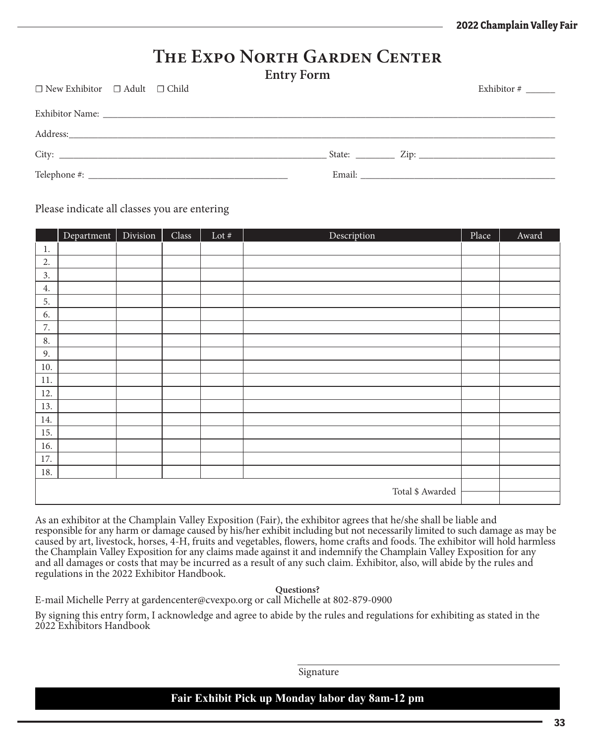# The Expo North Garden Center

**Entry Form**

☐ New Exhibitor ☐ Adult ☐ Child Exhibitor # ______

Exhibitor Name: ____________________________________________

Address: ____________________________________________

City: ______________________ State: ________ Zip: ______________

Telephone #: ______________________ Email: ______________________

Please indicate all classes you are entering

| | Department | Division | Class | Lot # | Description | Place | Award |
|---|---|---|---|---|---|---|---|
| 1. | | | | | | | |
| 2. | | | | | | | |
| 3. | | | | | | | |
| 4. | | | | | | | |
| 5. | | | | | | | |
| 6. | | | | | | | |
| 7. | | | | | | | |
| 8. | | | | | | | |
| 9. | | | | | | | |
| 10. | | | | | | | |
| 11. | | | | | | | |
| 12. | | | | | | | |
| 13. | | | | | | | |
| 14. | | | | | | | |
| 15. | | | | | | | |
| 16. | | | | | | | |
| 17. | | | | | | | |
| 18. | | | | | | | |
| | | | | | Total $ Awarded | | |

As an exhibitor at the Champlain Valley Exposition (Fair), the exhibitor agrees that he/she shall be liable and responsible for any harm or damage caused by his/her exhibit including but not necessarily limited to such damage as may be caused by art, livestock, horses, 4-H, fruits and vegetables, flowers, home crafts and foods. The exhibitor will hold harmless the Champlain Valley Exposition for any claims made against it and indemnify the Champlain Valley Exposition for any and all damages or costs that may be incurred as a result of any such claim. Exhibitor, also, will abide by the rules and regulations in the 2022 Exhibitor Handbook.

**Questions?**

E-mail Michelle Perry at gardencenter@cvexpo.org or call Michelle at 802-879-0900

By signing this entry form, I acknowledge and agree to abide by the rules and regulations for exhibiting as stated in the 2022 Exhibitors Handbook

______________________________

Signature

**Fair Exhibit Pick up Monday labor day 8am-12 pm**